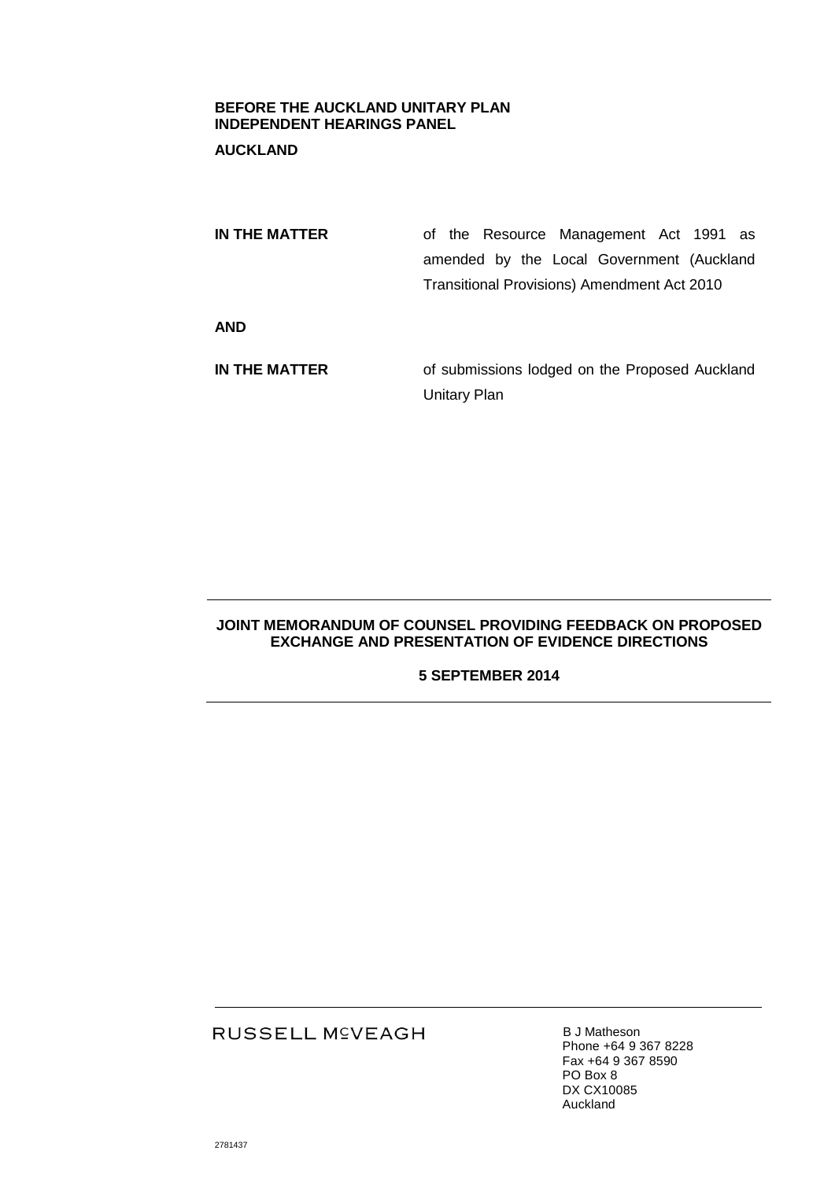**BEFORE THE AUCKLAND UNITARY PLAN INDEPENDENT HEARINGS PANEL**

**AUCKLAND**

**IN THE MATTER** of the Resource Management Act 1991 as amended by the Local Government (Auckland Transitional Provisions) Amendment Act 2010

**AND**

**IN THE MATTER** of submissions lodged on the Proposed Auckland Unitary Plan

---

**JOINT MEMORANDUM OF COUNSEL PROVIDING FEEDBACK ON PROPOSED EXCHANGE AND PRESENTATION OF EVIDENCE DIRECTIONS**

**5 SEPTEMBER 2014**

---

RUSSELL McVEAGH

B J Matheson
Phone +64 9 367 8228
Fax +64 9 367 8590
PO Box 8
DX CX10085
Auckland

2781437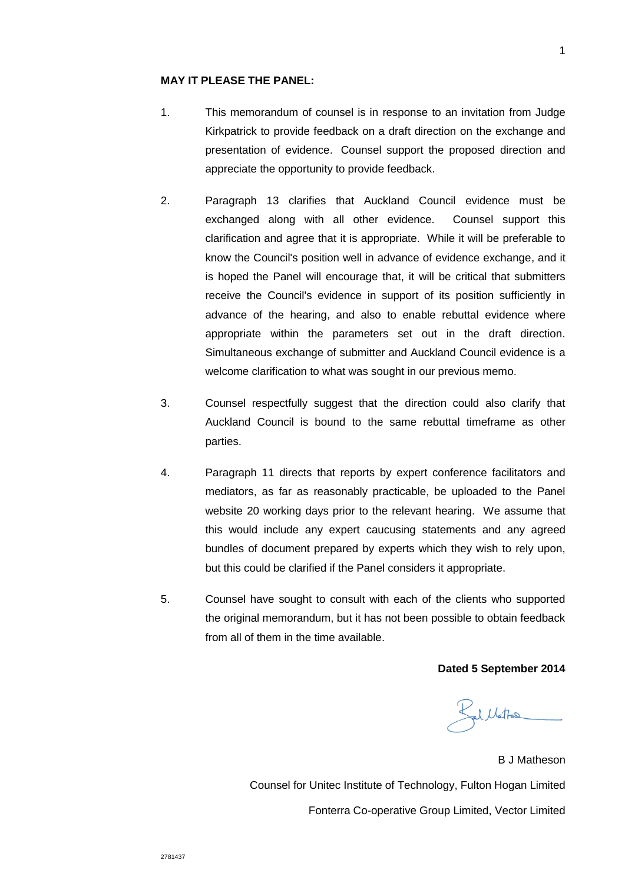**MAY IT PLEASE THE PANEL:**

1. This memorandum of counsel is in response to an invitation from Judge Kirkpatrick to provide feedback on a draft direction on the exchange and presentation of evidence. Counsel support the proposed direction and appreciate the opportunity to provide feedback.

2. Paragraph 13 clarifies that Auckland Council evidence must be exchanged along with all other evidence. Counsel support this clarification and agree that it is appropriate. While it will be preferable to know the Council's position well in advance of evidence exchange, and it is hoped the Panel will encourage that, it will be critical that submitters receive the Council's evidence in support of its position sufficiently in advance of the hearing, and also to enable rebuttal evidence where appropriate within the parameters set out in the draft direction. Simultaneous exchange of submitter and Auckland Council evidence is a welcome clarification to what was sought in our previous memo.

3. Counsel respectfully suggest that the direction could also clarify that Auckland Council is bound to the same rebuttal timeframe as other parties.

4. Paragraph 11 directs that reports by expert conference facilitators and mediators, as far as reasonably practicable, be uploaded to the Panel website 20 working days prior to the relevant hearing. We assume that this would include any expert caucusing statements and any agreed bundles of document prepared by experts which they wish to rely upon, but this could be clarified if the Panel considers it appropriate.

5. Counsel have sought to consult with each of the clients who supported the original memorandum, but it has not been possible to obtain feedback from all of them in the time available.

**Dated 5 September 2014**

B J Matheson

Counsel for Unitec Institute of Technology, Fulton Hogan Limited

Fonterra Co-operative Group Limited, Vector Limited

2781437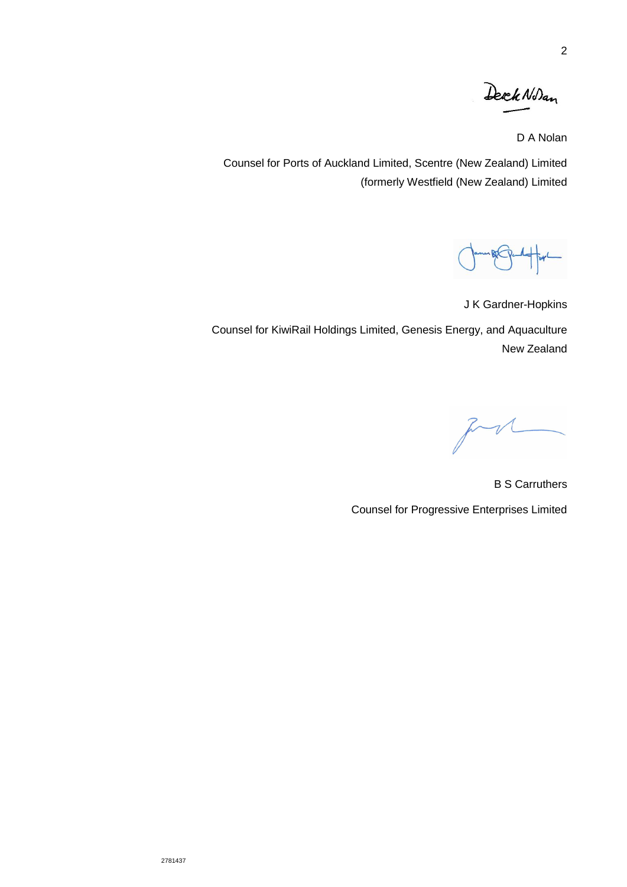D A Nolan

Counsel for Ports of Auckland Limited, Scentre (New Zealand) Limited (formerly Westfield (New Zealand) Limited

J K Gardner-Hopkins

Counsel for KiwiRail Holdings Limited, Genesis Energy, and Aquaculture New Zealand

B S Carruthers

Counsel for Progressive Enterprises Limited

2781437